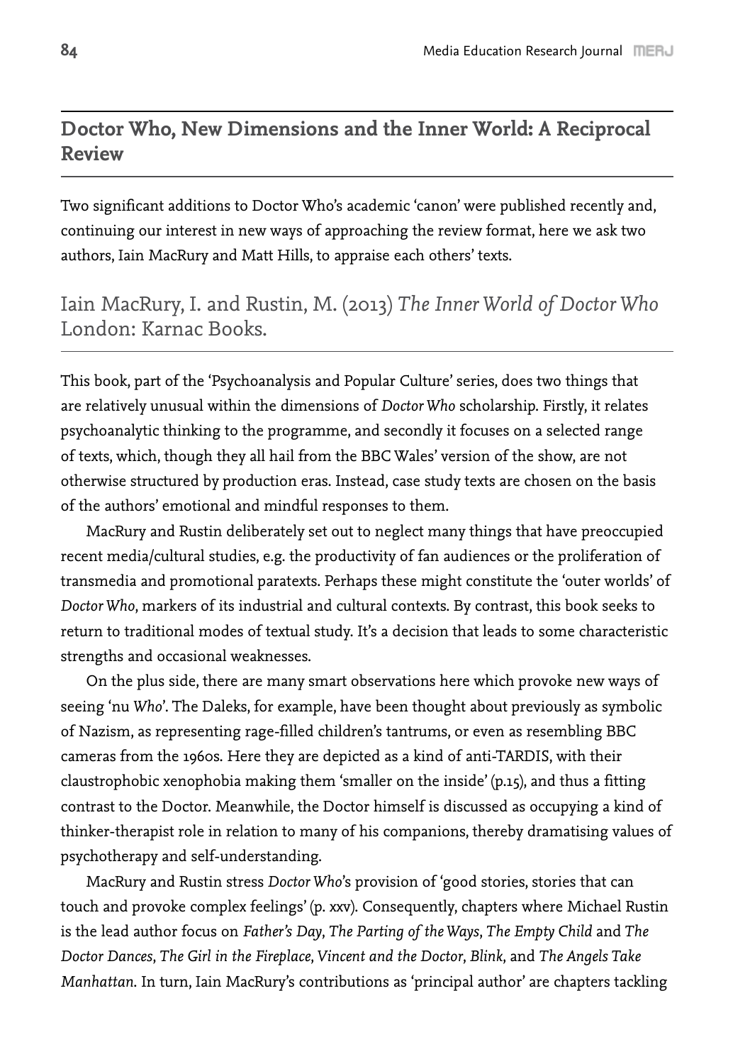## Doctor Who, New Dimensions and the Inner World: A Reciprocal Review

Two significant additions to Doctor Who's academic 'canon' were published recently and, continuing our interest in new ways of approaching the review format, here we ask two authors, Iain MacRury and Matt Hills, to appraise each others' texts.

### Iain MacRury, I. and Rustin, M. (2013) *The Inner World of Doctor Who* London: Karnac Books.

This book, part of the 'Psychoanalysis and Popular Culture' series, does two things that are relatively unusual within the dimensions of *Doctor Who* scholarship. Firstly, it relates psychoanalytic thinking to the programme, and secondly it focuses on a selected range of texts, which, though they all hail from the BBC Wales' version of the show, are not otherwise structured by production eras. Instead, case study texts are chosen on the basis of the authors' emotional and mindful responses to them.

MacRury and Rustin deliberately set out to neglect many things that have preoccupied recent media/cultural studies, e.g. the productivity of fan audiences or the proliferation of transmedia and promotional paratexts. Perhaps these might constitute the 'outer worlds' of *Doctor Who*, markers of its industrial and cultural contexts. By contrast, this book seeks to return to traditional modes of textual study. It's a decision that leads to some characteristic strengths and occasional weaknesses.

On the plus side, there are many smart observations here which provoke new ways of seeing 'nu *Who*'. The Daleks, for example, have been thought about previously as symbolic of Nazism, as representing rage-filled children's tantrums, or even as resembling BBC cameras from the 1960s. Here they are depicted as a kind of anti-TARDIS, with their claustrophobic xenophobia making them 'smaller on the inside' (p.15), and thus a fitting contrast to the Doctor. Meanwhile, the Doctor himself is discussed as occupying a kind of thinker-therapist role in relation to many of his companions, thereby dramatising values of psychotherapy and self-understanding.

MacRury and Rustin stress *Doctor Who*'s provision of 'good stories, stories that can touch and provoke complex feelings' (p. xxv). Consequently, chapters where Michael Rustin is the lead author focus on *Father's Day*, *The Parting of the Ways*, *The Empty Child* and *The Doctor Dances*, *The Girl in the Fireplace*, *Vincent and the Doctor*, *Blink*, and *The Angels Take Manhattan*. In turn, Iain MacRury's contributions as 'principal author' are chapters tackling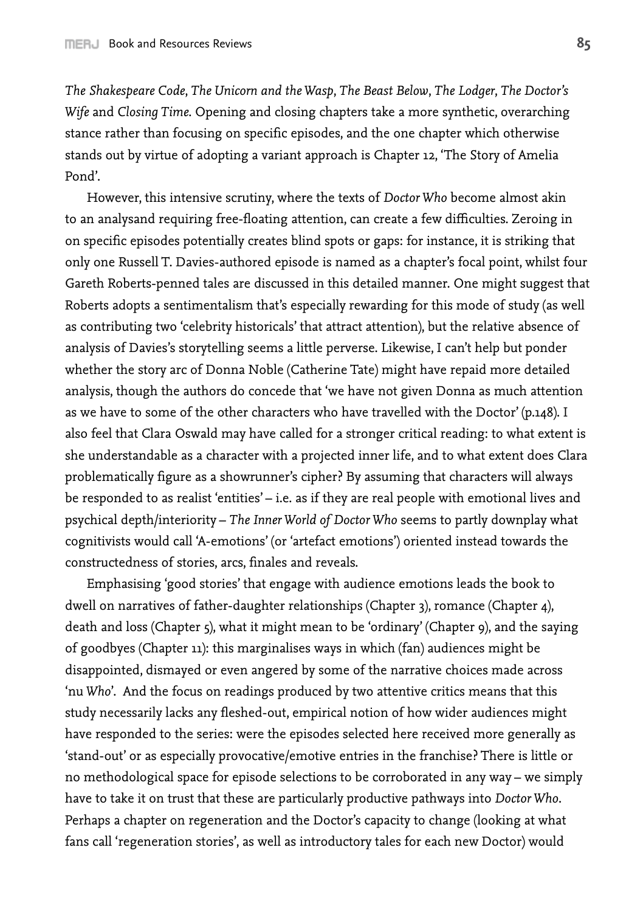*The Shakespeare Code*, *The Unicorn and the Wasp*, *The Beast Below*, *The Lodger*, *The Doctor's Wife* and *Closing Time*. Opening and closing chapters take a more synthetic, overarching stance rather than focusing on specific episodes, and the one chapter which otherwise stands out by virtue of adopting a variant approach is Chapter 12, 'The Story of Amelia Pond'.

However, this intensive scrutiny, where the texts of *Doctor Who* become almost akin to an analysand requiring free-floating attention, can create a few difficulties. Zeroing in on specific episodes potentially creates blind spots or gaps: for instance, it is striking that only one Russell T. Davies-authored episode is named as a chapter's focal point, whilst four Gareth Roberts-penned tales are discussed in this detailed manner. One might suggest that Roberts adopts a sentimentalism that's especially rewarding for this mode of study (as well as contributing two 'celebrity historicals' that attract attention), but the relative absence of analysis of Davies's storytelling seems a little perverse. Likewise, I can't help but ponder whether the story arc of Donna Noble (Catherine Tate) might have repaid more detailed analysis, though the authors do concede that 'we have not given Donna as much attention as we have to some of the other characters who have travelled with the Doctor' (p.148). I also feel that Clara Oswald may have called for a stronger critical reading: to what extent is she understandable as a character with a projected inner life, and to what extent does Clara problematically figure as a showrunner's cipher? By assuming that characters will always be responded to as realist 'entities' – i.e. as if they are real people with emotional lives and psychical depth/interiority – *The Inner World of Doctor Who* seems to partly downplay what cognitivists would call 'A-emotions' (or 'artefact emotions') oriented instead towards the constructedness of stories, arcs, finales and reveals.

Emphasising 'good stories' that engage with audience emotions leads the book to dwell on narratives of father-daughter relationships (Chapter 3), romance (Chapter 4), death and loss (Chapter 5), what it might mean to be 'ordinary' (Chapter 9), and the saying of goodbyes (Chapter 11): this marginalises ways in which (fan) audiences might be disappointed, dismayed or even angered by some of the narrative choices made across 'nu *Who*'. And the focus on readings produced by two attentive critics means that this study necessarily lacks any fleshed-out, empirical notion of how wider audiences might have responded to the series: were the episodes selected here received more generally as 'stand-out' or as especially provocative/emotive entries in the franchise? There is little or no methodological space for episode selections to be corroborated in any way – we simply have to take it on trust that these are particularly productive pathways into *Doctor Who*. Perhaps a chapter on regeneration and the Doctor's capacity to change (looking at what fans call 'regeneration stories', as well as introductory tales for each new Doctor) would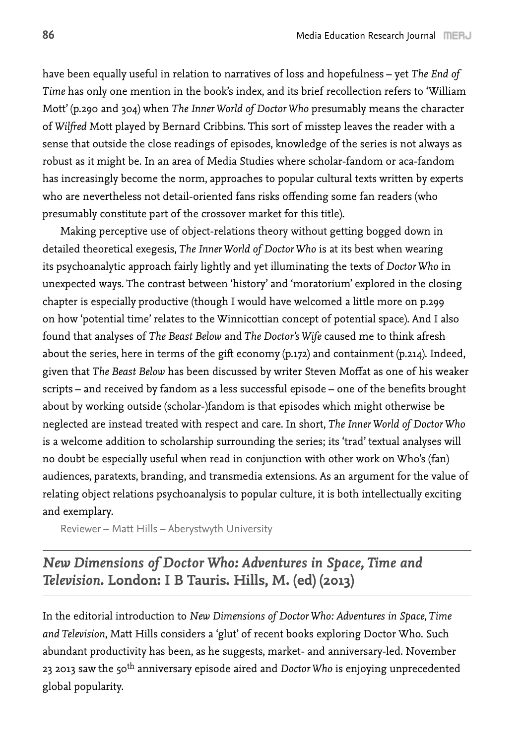have been equally useful in relation to narratives of loss and hopefulness – yet *The End of Time* has only one mention in the book's index, and its brief recollection refers to 'William Mott' (p.290 and 304) when *The Inner World of Doctor Who* presumably means the character of *Wilfred* Mott played by Bernard Cribbins. This sort of misstep leaves the reader with a sense that outside the close readings of episodes, knowledge of the series is not always as robust as it might be. In an area of Media Studies where scholar-fandom or aca-fandom has increasingly become the norm, approaches to popular cultural texts written by experts who are nevertheless not detail-oriented fans risks offending some fan readers (who presumably constitute part of the crossover market for this title).

Making perceptive use of object-relations theory without getting bogged down in detailed theoretical exegesis, *The Inner World of Doctor Who* is at its best when wearing its psychoanalytic approach fairly lightly and yet illuminating the texts of *Doctor Who* in unexpected ways. The contrast between 'history' and 'moratorium' explored in the closing chapter is especially productive (though I would have welcomed a little more on p.299 on how 'potential time' relates to the Winnicottian concept of potential space). And I also found that analyses of *The Beast Below* and *The Doctor's Wife* caused me to think afresh about the series, here in terms of the gift economy (p.172) and containment (p.214). Indeed, given that *The Beast Below* has been discussed by writer Steven Moffat as one of his weaker scripts – and received by fandom as a less successful episode – one of the benefits brought about by working outside (scholar-)fandom is that episodes which might otherwise be neglected are instead treated with respect and care. In short, *The Inner World of Doctor Who* is a welcome addition to scholarship surrounding the series; its 'trad' textual analyses will no doubt be especially useful when read in conjunction with other work on Who's (fan) audiences, paratexts, branding, and transmedia extensions. As an argument for the value of relating object relations psychoanalysis to popular culture, it is both intellectually exciting and exemplary.

Reviewer – Matt Hills – Aberystwyth University

## *New Dimensions of Doctor Who: Adventures in Space, Time and Television.* London: I B Tauris. Hills, M. (ed) (2013)

In the editorial introduction to *New Dimensions of Doctor Who: Adventures in Space, Time and Television*, Matt Hills considers a 'glut' of recent books exploring Doctor Who. Such abundant productivity has been, as he suggests, market- and anniversary-led. November 23 2013 saw the 50th anniversary episode aired and *Doctor Who* is enjoying unprecedented global popularity.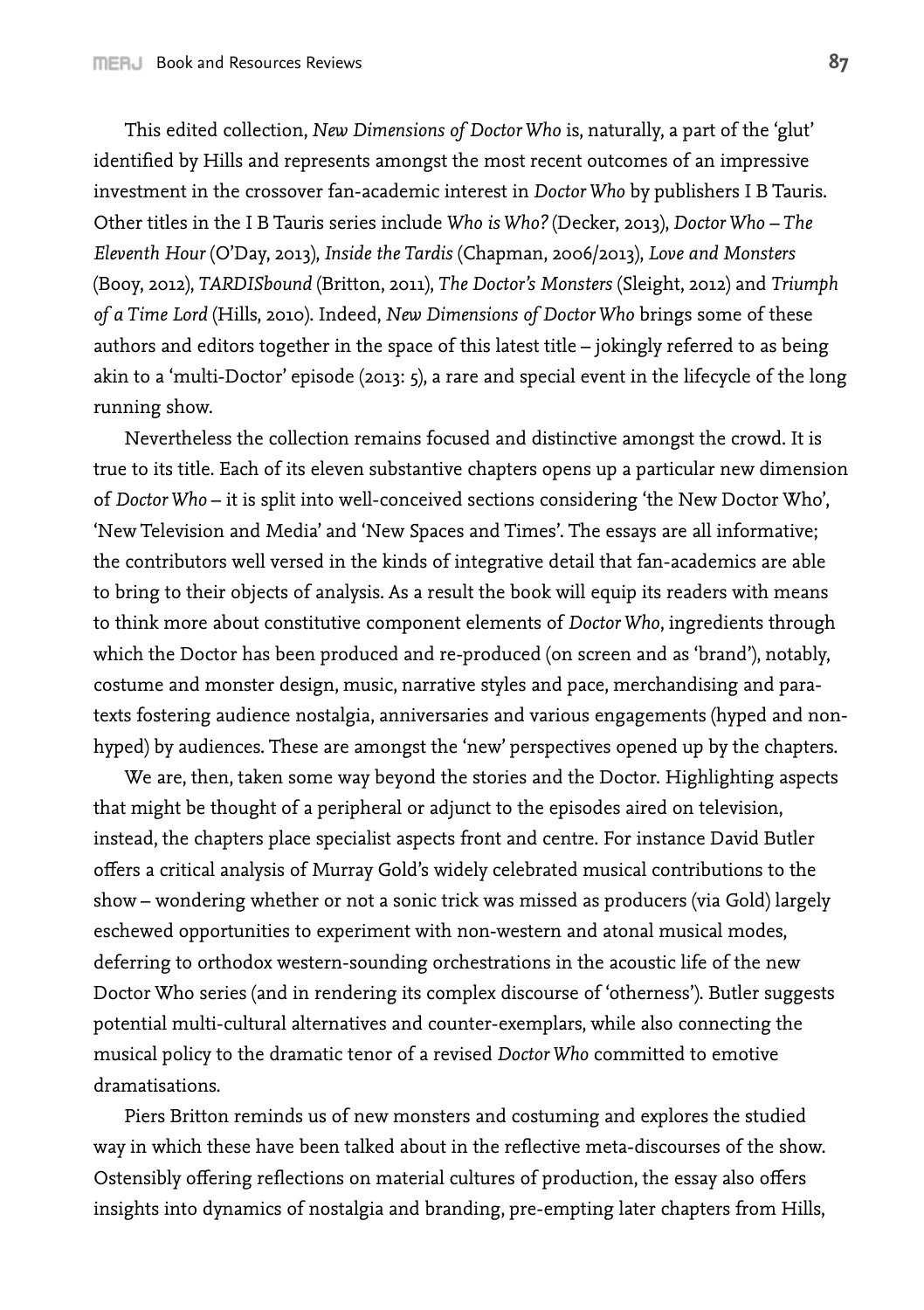This edited collection, *New Dimensions of Doctor Who* is, naturally, a part of the 'glut' identified by Hills and represents amongst the most recent outcomes of an impressive investment in the crossover fan-academic interest in *Doctor Who* by publishers I B Tauris. Other titles in the I B Tauris series include *Who is Who?* (Decker, 2013), *Doctor Who – The Eleventh Hour* (O'Day, 2013), *Inside the Tardis* (Chapman, 2006/2013), *Love and Monsters* (Booy, 2012), *TARDISbound* (Britton, 2011), *The Doctor's Monsters* (Sleight, 2012) and *Triumph of a Time Lord* (Hills, 2010). Indeed, *New Dimensions of Doctor Who* brings some of these authors and editors together in the space of this latest title – jokingly referred to as being akin to a 'multi-Doctor' episode (2013: 5), a rare and special event in the lifecycle of the long running show.

Nevertheless the collection remains focused and distinctive amongst the crowd. It is true to its title. Each of its eleven substantive chapters opens up a particular new dimension of *Doctor Who* – it is split into well-conceived sections considering 'the New Doctor Who', 'New Television and Media' and 'New Spaces and Times'. The essays are all informative; the contributors well versed in the kinds of integrative detail that fan-academics are able to bring to their objects of analysis. As a result the book will equip its readers with means to think more about constitutive component elements of *Doctor Who*, ingredients through which the Doctor has been produced and re-produced (on screen and as 'brand'), notably, costume and monster design, music, narrative styles and pace, merchandising and para-texts fostering audience nostalgia, anniversaries and various engagements (hyped and non-hyped) by audiences. These are amongst the 'new' perspectives opened up by the chapters.

We are, then, taken some way beyond the stories and the Doctor. Highlighting aspects that might be thought of a peripheral or adjunct to the episodes aired on television, instead, the chapters place specialist aspects front and centre. For instance David Butler offers a critical analysis of Murray Gold's widely celebrated musical contributions to the show – wondering whether or not a sonic trick was missed as producers (via Gold) largely eschewed opportunities to experiment with non-western and atonal musical modes, deferring to orthodox western-sounding orchestrations in the acoustic life of the new Doctor Who series (and in rendering its complex discourse of 'otherness'). Butler suggests potential multi-cultural alternatives and counter-exemplars, while also connecting the musical policy to the dramatic tenor of a revised *Doctor Who* committed to emotive dramatisations.

Piers Britton reminds us of new monsters and costuming and explores the studied way in which these have been talked about in the reflective meta-discourses of the show. Ostensibly offering reflections on material cultures of production, the essay also offers insights into dynamics of nostalgia and branding, pre-empting later chapters from Hills,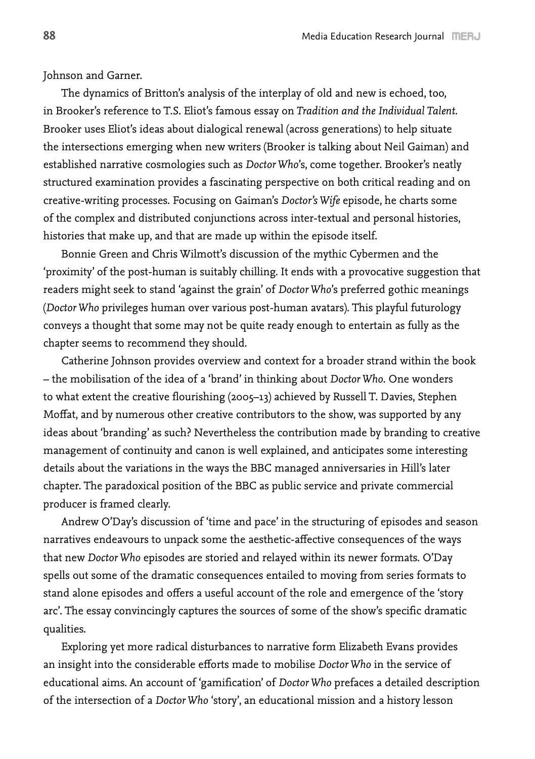Johnson and Garner.

The dynamics of Britton's analysis of the interplay of old and new is echoed, too, in Brooker's reference to T.S. Eliot's famous essay on *Tradition and the Individual Talent*. Brooker uses Eliot's ideas about dialogical renewal (across generations) to help situate the intersections emerging when new writers (Brooker is talking about Neil Gaiman) and established narrative cosmologies such as *Doctor Who*'s, come together. Brooker's neatly structured examination provides a fascinating perspective on both critical reading and on creative-writing processes. Focusing on Gaiman's *Doctor's Wife* episode, he charts some of the complex and distributed conjunctions across inter-textual and personal histories, histories that make up, and that are made up within the episode itself.

Bonnie Green and Chris Wilmott's discussion of the mythic Cybermen and the 'proximity' of the post-human is suitably chilling. It ends with a provocative suggestion that readers might seek to stand 'against the grain' of *Doctor Who*'s preferred gothic meanings (*Doctor Who* privileges human over various post-human avatars). This playful futurology conveys a thought that some may not be quite ready enough to entertain as fully as the chapter seems to recommend they should.

Catherine Johnson provides overview and context for a broader strand within the book – the mobilisation of the idea of a 'brand' in thinking about *Doctor Who*. One wonders to what extent the creative flourishing (2005–13) achieved by Russell T. Davies, Stephen Moffat, and by numerous other creative contributors to the show, was supported by any ideas about 'branding' as such? Nevertheless the contribution made by branding to creative management of continuity and canon is well explained, and anticipates some interesting details about the variations in the ways the BBC managed anniversaries in Hill's later chapter. The paradoxical position of the BBC as public service and private commercial producer is framed clearly.

Andrew O'Day's discussion of 'time and pace' in the structuring of episodes and season narratives endeavours to unpack some the aesthetic-affective consequences of the ways that new *Doctor Who* episodes are storied and relayed within its newer formats. O'Day spells out some of the dramatic consequences entailed to moving from series formats to stand alone episodes and offers a useful account of the role and emergence of the 'story arc'. The essay convincingly captures the sources of some of the show's specific dramatic qualities.

Exploring yet more radical disturbances to narrative form Elizabeth Evans provides an insight into the considerable efforts made to mobilise *Doctor Who* in the service of educational aims. An account of 'gamification' of *Doctor Who* prefaces a detailed description of the intersection of a *Doctor Who* 'story', an educational mission and a history lesson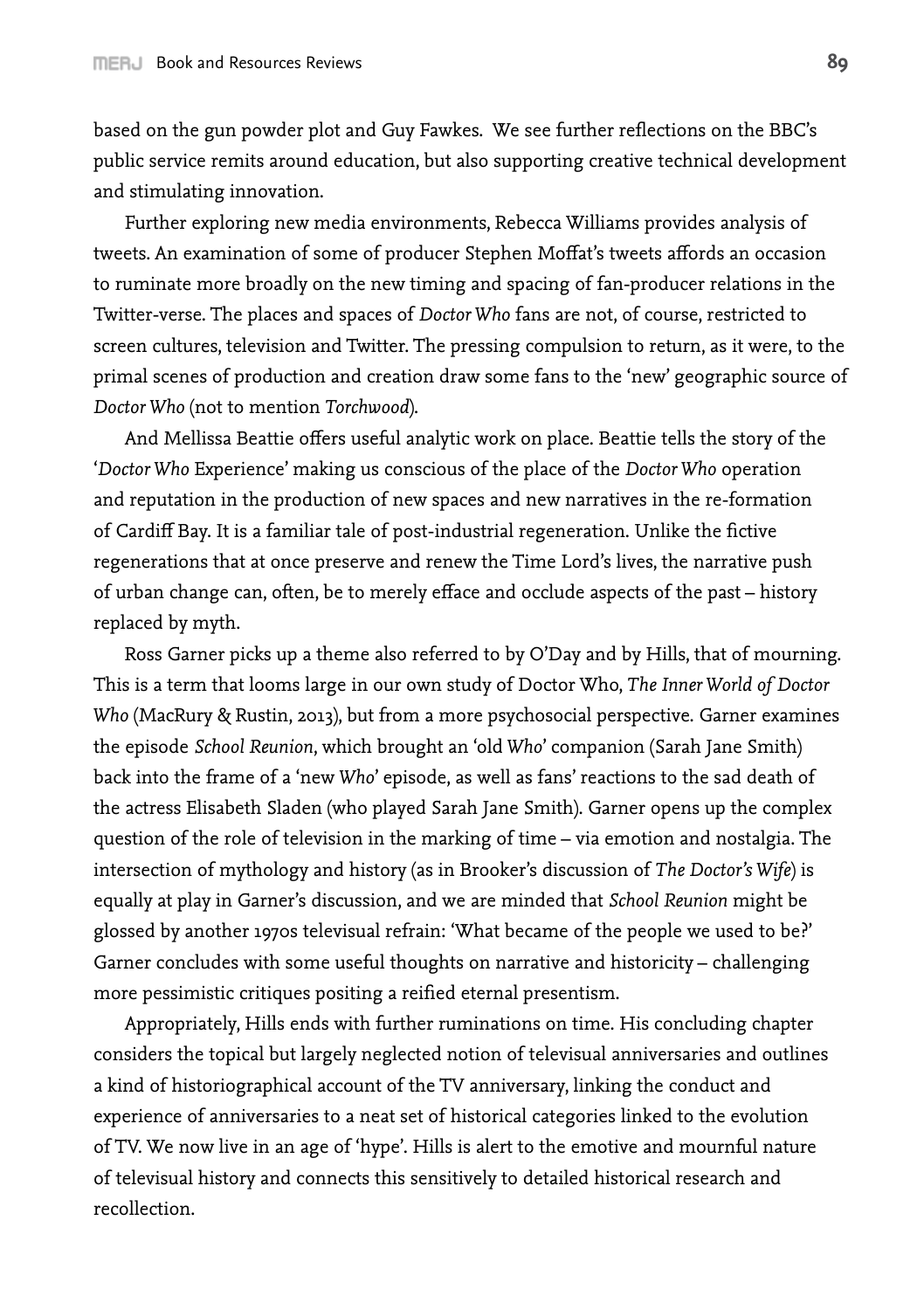based on the gun powder plot and Guy Fawkes. We see further reflections on the BBC's public service remits around education, but also supporting creative technical development and stimulating innovation.

Further exploring new media environments, Rebecca Williams provides analysis of tweets. An examination of some of producer Stephen Moffat's tweets affords an occasion to ruminate more broadly on the new timing and spacing of fan-producer relations in the Twitter-verse. The places and spaces of *Doctor Who* fans are not, of course, restricted to screen cultures, television and Twitter. The pressing compulsion to return, as it were, to the primal scenes of production and creation draw some fans to the 'new' geographic source of *Doctor Who* (not to mention *Torchwood*).

And Mellissa Beattie offers useful analytic work on place. Beattie tells the story of the '*Doctor Who* Experience' making us conscious of the place of the *Doctor Who* operation and reputation in the production of new spaces and new narratives in the re-formation of Cardiff Bay. It is a familiar tale of post-industrial regeneration. Unlike the fictive regenerations that at once preserve and renew the Time Lord's lives, the narrative push of urban change can, often, be to merely efface and occlude aspects of the past – history replaced by myth.

Ross Garner picks up a theme also referred to by O'Day and by Hills, that of mourning. This is a term that looms large in our own study of Doctor Who, *The Inner World of Doctor Who* (MacRury & Rustin, 2013), but from a more psychosocial perspective. Garner examines the episode *School Reunion*, which brought an 'old *Who*' companion (Sarah Jane Smith) back into the frame of a 'new *Who*' episode, as well as fans' reactions to the sad death of the actress Elisabeth Sladen (who played Sarah Jane Smith). Garner opens up the complex question of the role of television in the marking of time – via emotion and nostalgia. The intersection of mythology and history (as in Brooker's discussion of *The Doctor's Wife*) is equally at play in Garner's discussion, and we are minded that *School Reunion* might be glossed by another 1970s televisual refrain: 'What became of the people we used to be?' Garner concludes with some useful thoughts on narrative and historicity – challenging more pessimistic critiques positing a reified eternal presentism.

Appropriately, Hills ends with further ruminations on time. His concluding chapter considers the topical but largely neglected notion of televisual anniversaries and outlines a kind of historiographical account of the TV anniversary, linking the conduct and experience of anniversaries to a neat set of historical categories linked to the evolution of TV. We now live in an age of 'hype'. Hills is alert to the emotive and mournful nature of televisual history and connects this sensitively to detailed historical research and recollection.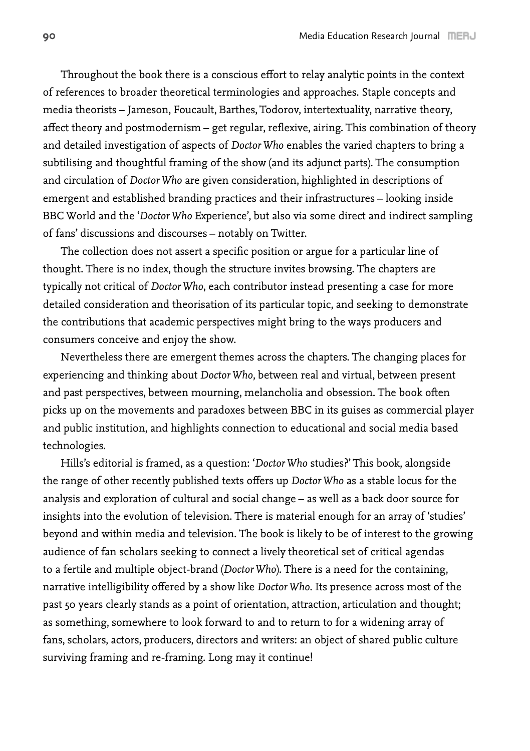Throughout the book there is a conscious effort to relay analytic points in the context of references to broader theoretical terminologies and approaches. Staple concepts and media theorists – Jameson, Foucault, Barthes, Todorov, intertextuality, narrative theory, affect theory and postmodernism – get regular, reflexive, airing. This combination of theory and detailed investigation of aspects of *Doctor Who* enables the varied chapters to bring a subtilising and thoughtful framing of the show (and its adjunct parts). The consumption and circulation of *Doctor Who* are given consideration, highlighted in descriptions of emergent and established branding practices and their infrastructures – looking inside BBC World and the '*Doctor Who* Experience', but also via some direct and indirect sampling of fans' discussions and discourses – notably on Twitter.

The collection does not assert a specific position or argue for a particular line of thought. There is no index, though the structure invites browsing. The chapters are typically not critical of *Doctor Who*, each contributor instead presenting a case for more detailed consideration and theorisation of its particular topic, and seeking to demonstrate the contributions that academic perspectives might bring to the ways producers and consumers conceive and enjoy the show.

Nevertheless there are emergent themes across the chapters. The changing places for experiencing and thinking about *Doctor Who*, between real and virtual, between present and past perspectives, between mourning, melancholia and obsession. The book often picks up on the movements and paradoxes between BBC in its guises as commercial player and public institution, and highlights connection to educational and social media based technologies.

Hills's editorial is framed, as a question: '*Doctor Who* studies?' This book, alongside the range of other recently published texts offers up *Doctor Who* as a stable locus for the analysis and exploration of cultural and social change – as well as a back door source for insights into the evolution of television. There is material enough for an array of 'studies' beyond and within media and television. The book is likely to be of interest to the growing audience of fan scholars seeking to connect a lively theoretical set of critical agendas to a fertile and multiple object-brand (*Doctor Who*). There is a need for the containing, narrative intelligibility offered by a show like *Doctor Who*. Its presence across most of the past 50 years clearly stands as a point of orientation, attraction, articulation and thought; as something, somewhere to look forward to and to return to for a widening array of fans, scholars, actors, producers, directors and writers: an object of shared public culture surviving framing and re-framing. Long may it continue!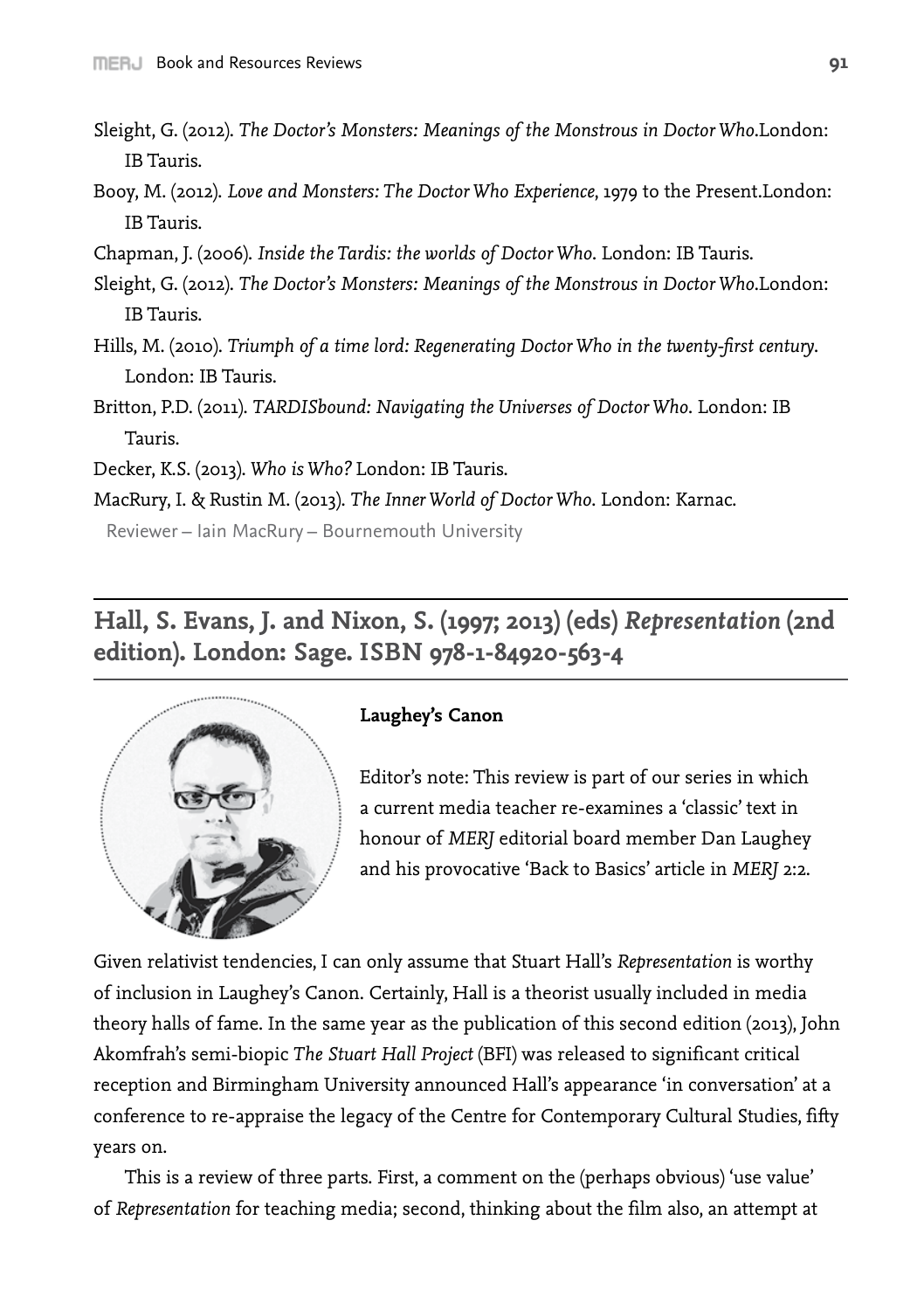Sleight, G. (2012). *The Doctor's Monsters: Meanings of the Monstrous in Doctor Who*.London: IB Tauris.

Booy, M. (2012). *Love and Monsters: The Doctor Who Experience*, 1979 to the Present.London: IB Tauris.

Chapman, J. (2006). *Inside the Tardis: the worlds of Doctor Who*. London: IB Tauris.

Sleight, G. (2012). *The Doctor's Monsters: Meanings of the Monstrous in Doctor Who*.London: IB Tauris.

Hills, M. (2010). *Triumph of a time lord: Regenerating Doctor Who in the twenty-first century*. London: IB Tauris.

Britton, P.D. (2011). *TARDISbound: Navigating the Universes of Doctor Who*. London: IB Tauris.

Decker, K.S. (2013). *Who is Who?* London: IB Tauris.

MacRury, I. & Rustin M. (2013). *The Inner World of Doctor Who*. London: Karnac.

Reviewer – Iain MacRury – Bournemouth University

## Hall, S. Evans, J. and Nixon, S. (1997; 2013) (eds) *Representation* (2nd edition). London: Sage. ISBN 978-1-84920-563-4

**Laughey's Canon**

Editor's note: This review is part of our series in which a current media teacher re-examines a 'classic' text in honour of *MERJ* editorial board member Dan Laughey and his provocative 'Back to Basics' article in *MERJ* 2:2.

Given relativist tendencies, I can only assume that Stuart Hall's *Representation* is worthy of inclusion in Laughey's Canon. Certainly, Hall is a theorist usually included in media theory halls of fame. In the same year as the publication of this second edition (2013), John Akomfrah's semi-biopic *The Stuart Hall Project* (BFI) was released to significant critical reception and Birmingham University announced Hall's appearance 'in conversation' at a conference to re-appraise the legacy of the Centre for Contemporary Cultural Studies, fifty years on.

This is a review of three parts. First, a comment on the (perhaps obvious) 'use value' of *Representation* for teaching media; second, thinking about the film also, an attempt at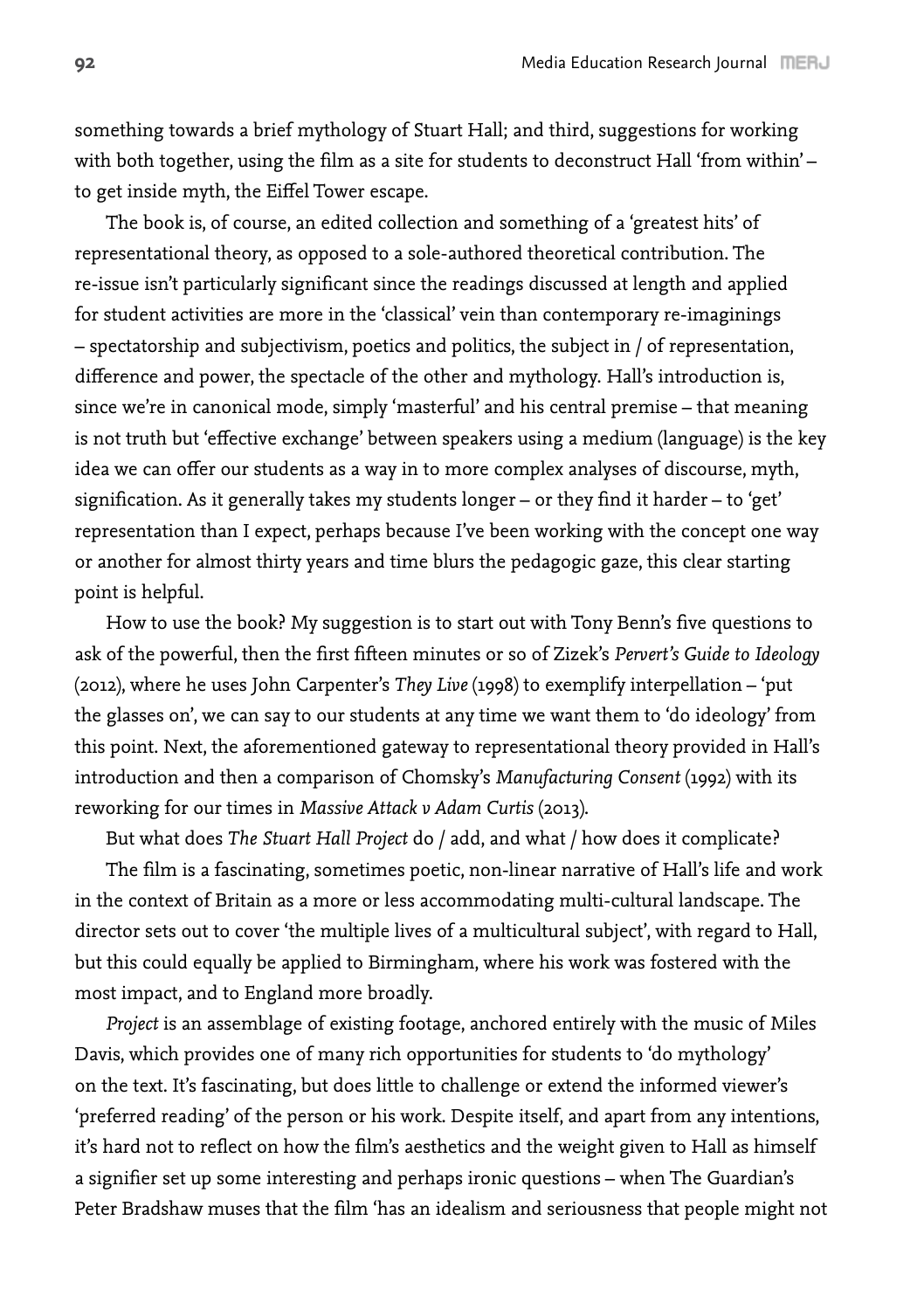something towards a brief mythology of Stuart Hall; and third, suggestions for working with both together, using the film as a site for students to deconstruct Hall 'from within' – to get inside myth, the Eiffel Tower escape.

The book is, of course, an edited collection and something of a 'greatest hits' of representational theory, as opposed to a sole-authored theoretical contribution. The re-issue isn't particularly significant since the readings discussed at length and applied for student activities are more in the 'classical' vein than contemporary re-imaginings – spectatorship and subjectivism, poetics and politics, the subject in / of representation, difference and power, the spectacle of the other and mythology. Hall's introduction is, since we're in canonical mode, simply 'masterful' and his central premise – that meaning is not truth but 'effective exchange' between speakers using a medium (language) is the key idea we can offer our students as a way in to more complex analyses of discourse, myth, signification. As it generally takes my students longer – or they find it harder – to 'get' representation than I expect, perhaps because I've been working with the concept one way or another for almost thirty years and time blurs the pedagogic gaze, this clear starting point is helpful.

How to use the book? My suggestion is to start out with Tony Benn's five questions to ask of the powerful, then the first fifteen minutes or so of Zizek's *Pervert's Guide to Ideology* (2012), where he uses John Carpenter's *They Live* (1998) to exemplify interpellation – 'put the glasses on', we can say to our students at any time we want them to 'do ideology' from this point. Next, the aforementioned gateway to representational theory provided in Hall's introduction and then a comparison of Chomsky's *Manufacturing Consent* (1992) with its reworking for our times in *Massive Attack v Adam Curtis* (2013).

But what does *The Stuart Hall Project* do / add, and what / how does it complicate?

The film is a fascinating, sometimes poetic, non-linear narrative of Hall's life and work in the context of Britain as a more or less accommodating multi-cultural landscape. The director sets out to cover 'the multiple lives of a multicultural subject', with regard to Hall, but this could equally be applied to Birmingham, where his work was fostered with the most impact, and to England more broadly.

*Project* is an assemblage of existing footage, anchored entirely with the music of Miles Davis, which provides one of many rich opportunities for students to 'do mythology' on the text. It's fascinating, but does little to challenge or extend the informed viewer's 'preferred reading' of the person or his work. Despite itself, and apart from any intentions, it's hard not to reflect on how the film's aesthetics and the weight given to Hall as himself a signifier set up some interesting and perhaps ironic questions – when The Guardian's Peter Bradshaw muses that the film 'has an idealism and seriousness that people might not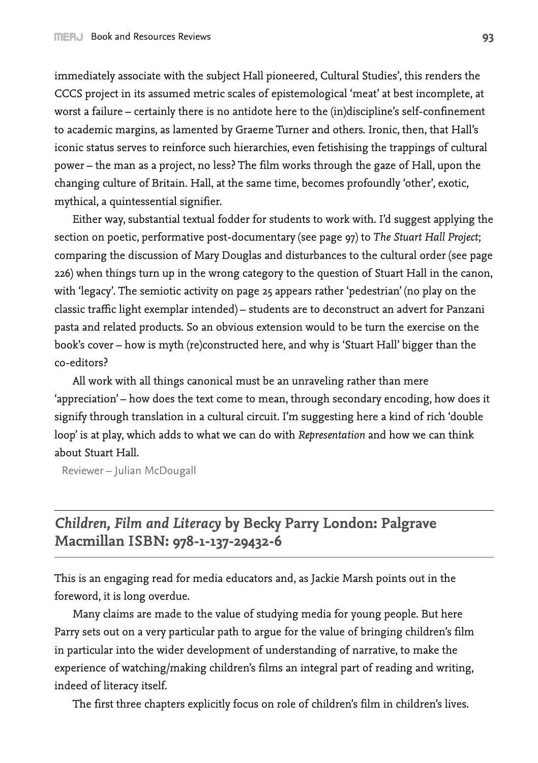immediately associate with the subject Hall pioneered, Cultural Studies', this renders the CCCS project in its assumed metric scales of epistemological 'meat' at best incomplete, at worst a failure – certainly there is no antidote here to the (in)discipline's self-confinement to academic margins, as lamented by Graeme Turner and others. Ironic, then, that Hall's iconic status serves to reinforce such hierarchies, even fetishising the trappings of cultural power – the man as a project, no less? The film works through the gaze of Hall, upon the changing culture of Britain. Hall, at the same time, becomes profoundly 'other', exotic, mythical, a quintessential signifier.

Either way, substantial textual fodder for students to work with. I'd suggest applying the section on poetic, performative post-documentary (see page 97) to *The Stuart Hall Project*; comparing the discussion of Mary Douglas and disturbances to the cultural order (see page 226) when things turn up in the wrong category to the question of Stuart Hall in the canon, with 'legacy'. The semiotic activity on page 25 appears rather 'pedestrian' (no play on the classic traffic light exemplar intended) – students are to deconstruct an advert for Panzani pasta and related products. So an obvious extension would to be turn the exercise on the book's cover – how is myth (re)constructed here, and why is 'Stuart Hall' bigger than the co-editors?

All work with all things canonical must be an unraveling rather than mere 'appreciation' – how does the text come to mean, through secondary encoding, how does it signify through translation in a cultural circuit. I'm suggesting here a kind of rich 'double loop' is at play, which adds to what we can do with *Representation* and how we can think about Stuart Hall.

Reviewer – Julian McDougall

## *Children, Film and Literacy* by Becky Parry London: Palgrave Macmillan ISBN: 978-1-137-29432-6

This is an engaging read for media educators and, as Jackie Marsh points out in the foreword, it is long overdue.

Many claims are made to the value of studying media for young people. But here Parry sets out on a very particular path to argue for the value of bringing children's film in particular into the wider development of understanding of narrative, to make the experience of watching/making children's films an integral part of reading and writing, indeed of literacy itself.

The first three chapters explicitly focus on role of children's film in children's lives.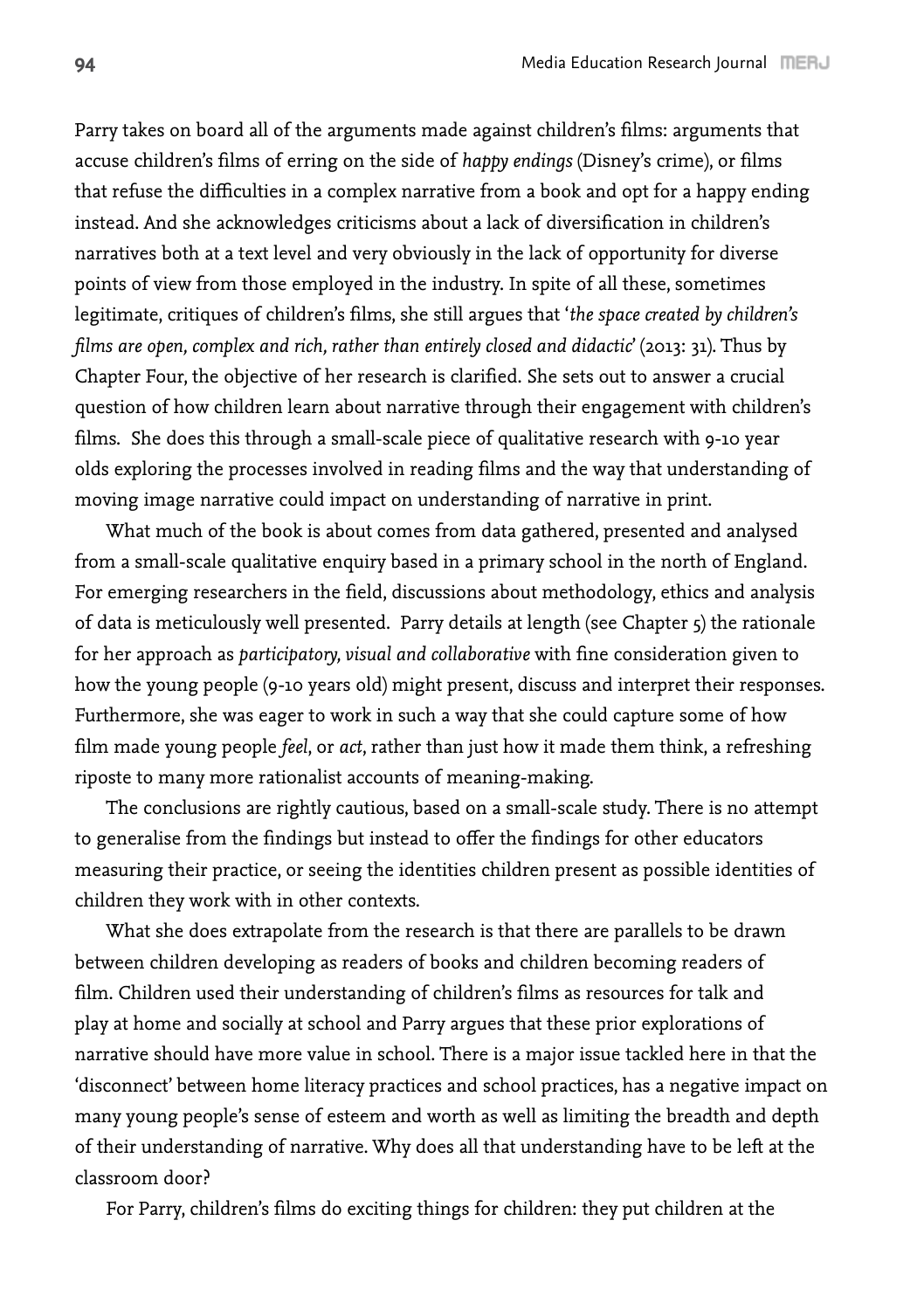Parry takes on board all of the arguments made against children's films: arguments that accuse children's films of erring on the side of *happy endings* (Disney's crime), or films that refuse the difficulties in a complex narrative from a book and opt for a happy ending instead. And she acknowledges criticisms about a lack of diversification in children's narratives both at a text level and very obviously in the lack of opportunity for diverse points of view from those employed in the industry. In spite of all these, sometimes legitimate, critiques of children's films, she still argues that '*the space created by children's films are open, complex and rich, rather than entirely closed and didactic*' (2013: 31). Thus by Chapter Four, the objective of her research is clarified. She sets out to answer a crucial question of how children learn about narrative through their engagement with children's films. She does this through a small-scale piece of qualitative research with 9-10 year olds exploring the processes involved in reading films and the way that understanding of moving image narrative could impact on understanding of narrative in print.

What much of the book is about comes from data gathered, presented and analysed from a small-scale qualitative enquiry based in a primary school in the north of England. For emerging researchers in the field, discussions about methodology, ethics and analysis of data is meticulously well presented. Parry details at length (see Chapter 5) the rationale for her approach as *participatory, visual and collaborative* with fine consideration given to how the young people (9-10 years old) might present, discuss and interpret their responses. Furthermore, she was eager to work in such a way that she could capture some of how film made young people *feel*, or *act*, rather than just how it made them think, a refreshing riposte to many more rationalist accounts of meaning-making.

The conclusions are rightly cautious, based on a small-scale study. There is no attempt to generalise from the findings but instead to offer the findings for other educators measuring their practice, or seeing the identities children present as possible identities of children they work with in other contexts.

What she does extrapolate from the research is that there are parallels to be drawn between children developing as readers of books and children becoming readers of film. Children used their understanding of children's films as resources for talk and play at home and socially at school and Parry argues that these prior explorations of narrative should have more value in school. There is a major issue tackled here in that the 'disconnect' between home literacy practices and school practices, has a negative impact on many young people's sense of esteem and worth as well as limiting the breadth and depth of their understanding of narrative. Why does all that understanding have to be left at the classroom door?

For Parry, children's films do exciting things for children: they put children at the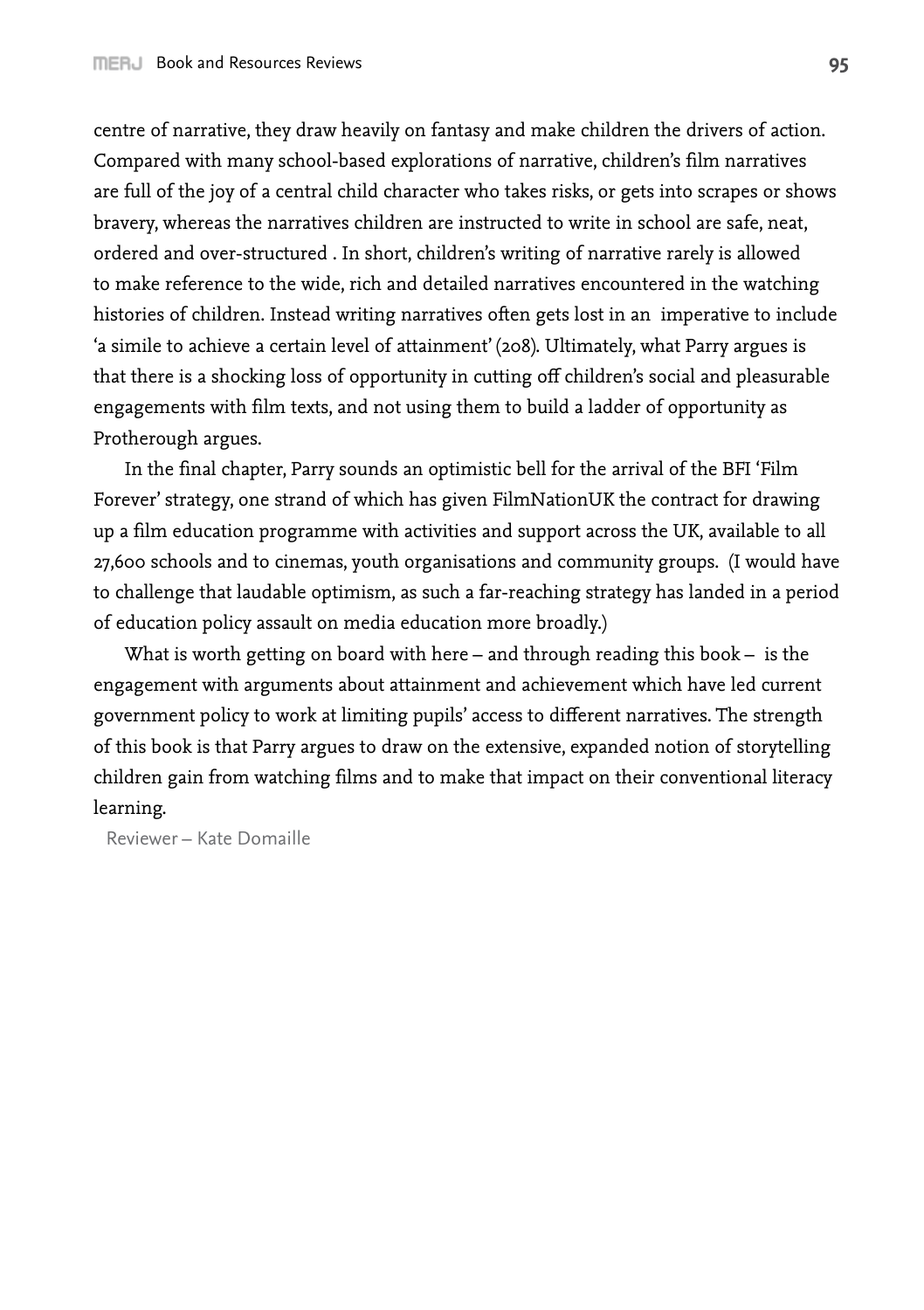centre of narrative, they draw heavily on fantasy and make children the drivers of action. Compared with many school-based explorations of narrative, children's film narratives are full of the joy of a central child character who takes risks, or gets into scrapes or shows bravery, whereas the narratives children are instructed to write in school are safe, neat, ordered and over-structured . In short, children's writing of narrative rarely is allowed to make reference to the wide, rich and detailed narratives encountered in the watching histories of children. Instead writing narratives often gets lost in an imperative to include 'a simile to achieve a certain level of attainment' (208). Ultimately, what Parry argues is that there is a shocking loss of opportunity in cutting off children's social and pleasurable engagements with film texts, and not using them to build a ladder of opportunity as Protherough argues.

In the final chapter, Parry sounds an optimistic bell for the arrival of the BFI 'Film Forever' strategy, one strand of which has given FilmNationUK the contract for drawing up a film education programme with activities and support across the UK, available to all 27,600 schools and to cinemas, youth organisations and community groups. (I would have to challenge that laudable optimism, as such a far-reaching strategy has landed in a period of education policy assault on media education more broadly.)

What is worth getting on board with here – and through reading this book – is the engagement with arguments about attainment and achievement which have led current government policy to work at limiting pupils' access to different narratives. The strength of this book is that Parry argues to draw on the extensive, expanded notion of storytelling children gain from watching films and to make that impact on their conventional literacy learning.

Reviewer – Kate Domaille